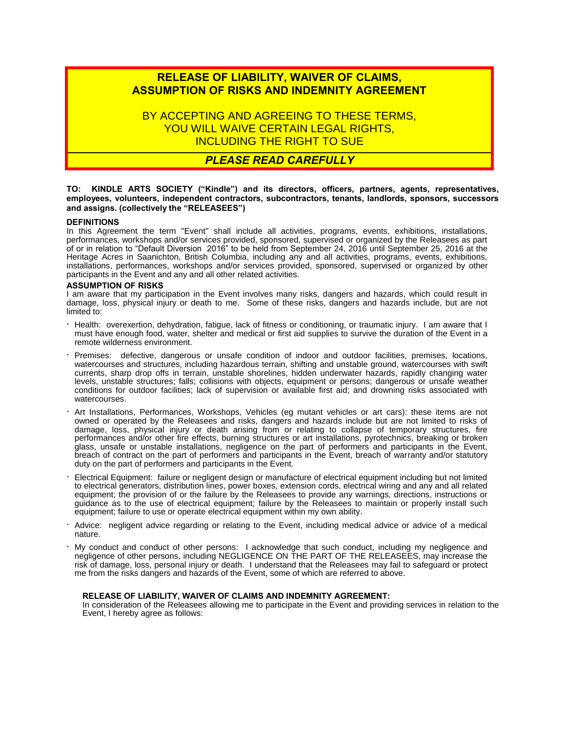# RELEASE OF LIABILITY, WAIVER OF CLAIMS, ASSUMPTION OF RISKS AND INDEMNITY AGREEMENT

BY ACCEPTING AND AGREEING TO THESE TERMS, YOU WILL WAIVE CERTAIN LEGAL RIGHTS, INCLUDING THE RIGHT TO SUE

***PLEASE READ CAREFULLY***

**TO: KINDLE ARTS SOCIETY ("Kindle") and its directors, officers, partners, agents, representatives, employees, volunteers, independent contractors, subcontractors, tenants, landlords, sponsors, successors and assigns. (collectively the "RELEASEES")**

**DEFINITIONS**

In this Agreement the term "Event" shall include all activities, programs, events, exhibitions, installations, performances, workshops and/or services provided, sponsored, supervised or organized by the Releasees as part of or in relation to "Default Diversion 2016" to be held from September 24, 2016 until September 25, 2016 at the Heritage Acres in Saanichton, British Columbia, including any and all activities, programs, events, exhibitions, installations, performances, workshops and/or services provided, sponsored, supervised or organized by other participants in the Event and any and all other related activities.

**ASSUMPTION OF RISKS**

I am aware that my participation in the Event involves many risks, dangers and hazards, which could result in damage, loss, physical injury or death to me. Some of these risks, dangers and hazards include, but are not limited to:

- Health: overexertion, dehydration, fatigue, lack of fitness or conditioning, or traumatic injury. I am aware that I must have enough food, water, shelter and medical or first aid supplies to survive the duration of the Event in a remote wilderness environment.
- Premises: defective, dangerous or unsafe condition of indoor and outdoor facilities, premises, locations, watercourses and structures, including hazardous terrain, shifting and unstable ground, watercourses with swift currents, sharp drop offs in terrain, unstable shorelines, hidden underwater hazards, rapidly changing water levels, unstable structures; falls; collisions with objects, equipment or persons; dangerous or unsafe weather conditions for outdoor facilities; lack of supervision or available first aid; and drowning risks associated with watercourses.
- Art Installations, Performances, Workshops, Vehicles (eg mutant vehicles or art cars): these items are not owned or operated by the Releasees and risks, dangers and hazards include but are not limited to risks of damage, loss, physical injury or death arising from or relating to collapse of temporary structures, fire performances and/or other fire effects, burning structures or art installations, pyrotechnics, breaking or broken glass, unsafe or unstable installations, negligence on the part of performers and participants in the Event, breach of contract on the part of performers and participants in the Event, breach of warranty and/or statutory duty on the part of performers and participants in the Event.
- Electrical Equipment: failure or negligent design or manufacture of electrical equipment including but not limited to electrical generators, distribution lines, power boxes, extension cords, electrical wiring and any and all related equipment; the provision of or the failure by the Releasees to provide any warnings, directions, instructions or guidance as to the use of electrical equipment; failure by the Releasees to maintain or properly install such equipment; failure to use or operate electrical equipment within my own ability.
- Advice: negligent advice regarding or relating to the Event, including medical advice or advice of a medical nature.
- My conduct and conduct of other persons: I acknowledge that such conduct, including my negligence and negligence of other persons, including NEGLIGENCE ON THE PART OF THE RELEASEES, may increase the risk of damage, loss, personal injury or death. I understand that the Releasees may fail to safeguard or protect me from the risks dangers and hazards of the Event, some of which are referred to above.

**RELEASE OF LIABILITY, WAIVER OF CLAIMS AND INDEMNITY AGREEMENT:**

In consideration of the Releasees allowing me to participate in the Event and providing services in relation to the Event, I hereby agree as follows: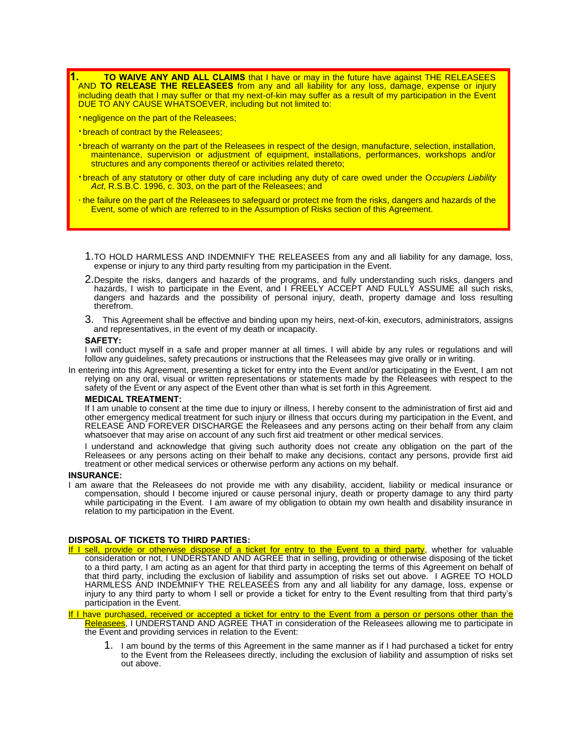1. **TO WAIVE ANY AND ALL CLAIMS** that I have or may in the future have against THE RELEASEES AND **TO RELEASE THE RELEASEES** from any and all liability for any loss, damage, expense or injury including death that I may suffer or that my next-of-kin may suffer as a result of my participation in the Event DUE TO ANY CAUSE WHATSOEVER, including but not limited to:

- negligence on the part of the Releasees;
- breach of contract by the Releasees;
- breach of warranty on the part of the Releasees in respect of the design, manufacture, selection, installation, maintenance, supervision or adjustment of equipment, installations, performances, workshops and/or structures and any components thereof or activities related thereto;
- breach of any statutory or other duty of care including any duty of care owed under the *Occupiers Liability Act*, R.S.B.C. 1996, c. 303, on the part of the Releasees; and
- the failure on the part of the Releasees to safeguard or protect me from the risks, dangers and hazards of the Event, some of which are referred to in the Assumption of Risks section of this Agreement.

1. TO HOLD HARMLESS AND INDEMNIFY THE RELEASEES from any and all liability for any damage, loss, expense or injury to any third party resulting from my participation in the Event.
2. Despite the risks, dangers and hazards of the programs, and fully understanding such risks, dangers and hazards, I wish to participate in the Event, and I FREELY ACCEPT AND FULLY ASSUME all such risks, dangers and hazards and the possibility of personal injury, death, property damage and loss resulting therefrom.
3. This Agreement shall be effective and binding upon my heirs, next-of-kin, executors, administrators, assigns and representatives, in the event of my death or incapacity.

**SAFETY:**

I will conduct myself in a safe and proper manner at all times. I will abide by any rules or regulations and will follow any guidelines, safety precautions or instructions that the Releasees may give orally or in writing.

In entering into this Agreement, presenting a ticket for entry into the Event and/or participating in the Event, I am not relying on any oral, visual or written representations or statements made by the Releasees with respect to the safety of the Event or any aspect of the Event other than what is set forth in this Agreement.

**MEDICAL TREATMENT:**

If I am unable to consent at the time due to injury or illness, I hereby consent to the administration of first aid and other emergency medical treatment for such injury or illness that occurs during my participation in the Event, and RELEASE AND FOREVER DISCHARGE the Releasees and any persons acting on their behalf from any claim whatsoever that may arise on account of any such first aid treatment or other medical services.

I understand and acknowledge that giving such authority does not create any obligation on the part of the Releasees or any persons acting on their behalf to make any decisions, contact any persons, provide first aid treatment or other medical services or otherwise perform any actions on my behalf.

**INSURANCE:**

I am aware that the Releasees do not provide me with any disability, accident, liability or medical insurance or compensation, should I become injured or cause personal injury, death or property damage to any third party while participating in the Event. I am aware of my obligation to obtain my own health and disability insurance in relation to my participation in the Event.

**DISPOSAL OF TICKETS TO THIRD PARTIES:**

If I sell, provide or otherwise dispose of a ticket for entry to the Event to a third party, whether for valuable consideration or not, I UNDERSTAND AND AGREE that in selling, providing or otherwise disposing of the ticket to a third party, I am acting as an agent for that third party in accepting the terms of this Agreement on behalf of that third party, including the exclusion of liability and assumption of risks set out above. I AGREE TO HOLD HARMLESS AND INDEMNIFY THE RELEASEES from any and all liability for any damage, loss, expense or injury to any third party to whom I sell or provide a ticket for entry to the Event resulting from that third party's participation in the Event.

If I have purchased, received or accepted a ticket for entry to the Event from a person or persons other than the Releasees, I UNDERSTAND AND AGREE THAT in consideration of the Releasees allowing me to participate in the Event and providing services in relation to the Event:

1. I am bound by the terms of this Agreement in the same manner as if I had purchased a ticket for entry to the Event from the Releasees directly, including the exclusion of liability and assumption of risks set out above.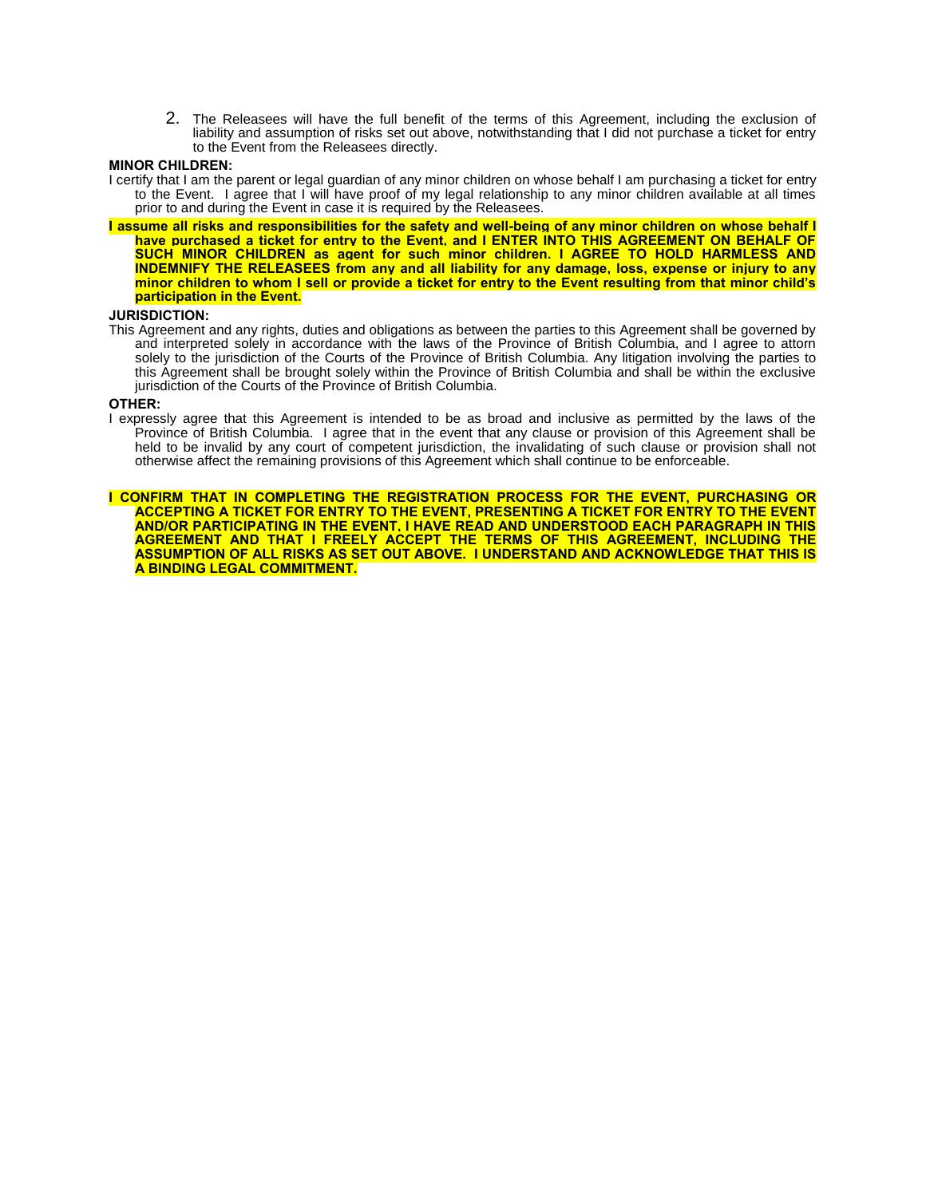2. The Releasees will have the full benefit of the terms of this Agreement, including the exclusion of liability and assumption of risks set out above, notwithstanding that I did not purchase a ticket for entry to the Event from the Releasees directly.

**MINOR CHILDREN:**

I certify that I am the parent or legal guardian of any minor children on whose behalf I am purchasing a ticket for entry to the Event. I agree that I will have proof of my legal relationship to any minor children available at all times prior to and during the Event in case it is required by the Releasees.

**I assume all risks and responsibilities for the safety and well-being of any minor children on whose behalf I have purchased a ticket for entry to the Event, and I ENTER INTO THIS AGREEMENT ON BEHALF OF SUCH MINOR CHILDREN as agent for such minor children. I AGREE TO HOLD HARMLESS AND INDEMNIFY THE RELEASEES from any and all liability for any damage, loss, expense or injury to any minor children to whom I sell or provide a ticket for entry to the Event resulting from that minor child's participation in the Event.**

**JURISDICTION:**

This Agreement and any rights, duties and obligations as between the parties to this Agreement shall be governed by and interpreted solely in accordance with the laws of the Province of British Columbia, and I agree to attorn solely to the jurisdiction of the Courts of the Province of British Columbia. Any litigation involving the parties to this Agreement shall be brought solely within the Province of British Columbia and shall be within the exclusive jurisdiction of the Courts of the Province of British Columbia.

**OTHER:**

I expressly agree that this Agreement is intended to be as broad and inclusive as permitted by the laws of the Province of British Columbia. I agree that in the event that any clause or provision of this Agreement shall be held to be invalid by any court of competent jurisdiction, the invalidating of such clause or provision shall not otherwise affect the remaining provisions of this Agreement which shall continue to be enforceable.

**I CONFIRM THAT IN COMPLETING THE REGISTRATION PROCESS FOR THE EVENT, PURCHASING OR ACCEPTING A TICKET FOR ENTRY TO THE EVENT, PRESENTING A TICKET FOR ENTRY TO THE EVENT AND/OR PARTICIPATING IN THE EVENT, I HAVE READ AND UNDERSTOOD EACH PARAGRAPH IN THIS AGREEMENT AND THAT I FREELY ACCEPT THE TERMS OF THIS AGREEMENT, INCLUDING THE ASSUMPTION OF ALL RISKS AS SET OUT ABOVE. I UNDERSTAND AND ACKNOWLEDGE THAT THIS IS A BINDING LEGAL COMMITMENT.**